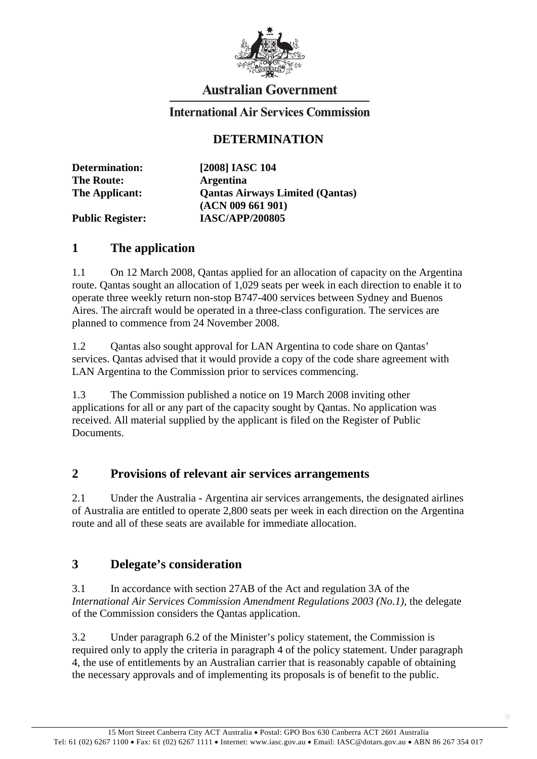**Australian Government**

**International Air Services Commission**

# DETERMINATION

| | |
|---|---|
| **Determination:** | **[2008] IASC 104** |
| **The Route:** | **Argentina** |
| **The Applicant:** | **Qantas Airways Limited (Qantas) (ACN 009 661 901)** |
| **Public Register:** | **IASC/APP/200805** |

## 1 The application

1.1 On 12 March 2008, Qantas applied for an allocation of capacity on the Argentina route. Qantas sought an allocation of 1,029 seats per week in each direction to enable it to operate three weekly return non-stop B747-400 services between Sydney and Buenos Aires. The aircraft would be operated in a three-class configuration. The services are planned to commence from 24 November 2008.

1.2 Qantas also sought approval for LAN Argentina to code share on Qantas' services. Qantas advised that it would provide a copy of the code share agreement with LAN Argentina to the Commission prior to services commencing.

1.3 The Commission published a notice on 19 March 2008 inviting other applications for all or any part of the capacity sought by Qantas. No application was received. All material supplied by the applicant is filed on the Register of Public Documents.

## 2 Provisions of relevant air services arrangements

2.1 Under the Australia - Argentina air services arrangements, the designated airlines of Australia are entitled to operate 2,800 seats per week in each direction on the Argentina route and all of these seats are available for immediate allocation.

## 3 Delegate's consideration

3.1 In accordance with section 27AB of the Act and regulation 3A of the *International Air Services Commission Amendment Regulations 2003 (No.1)*, the delegate of the Commission considers the Qantas application.

3.2 Under paragraph 6.2 of the Minister's policy statement, the Commission is required only to apply the criteria in paragraph 4 of the policy statement. Under paragraph 4, the use of entitlements by an Australian carrier that is reasonably capable of obtaining the necessary approvals and of implementing its proposals is of benefit to the public.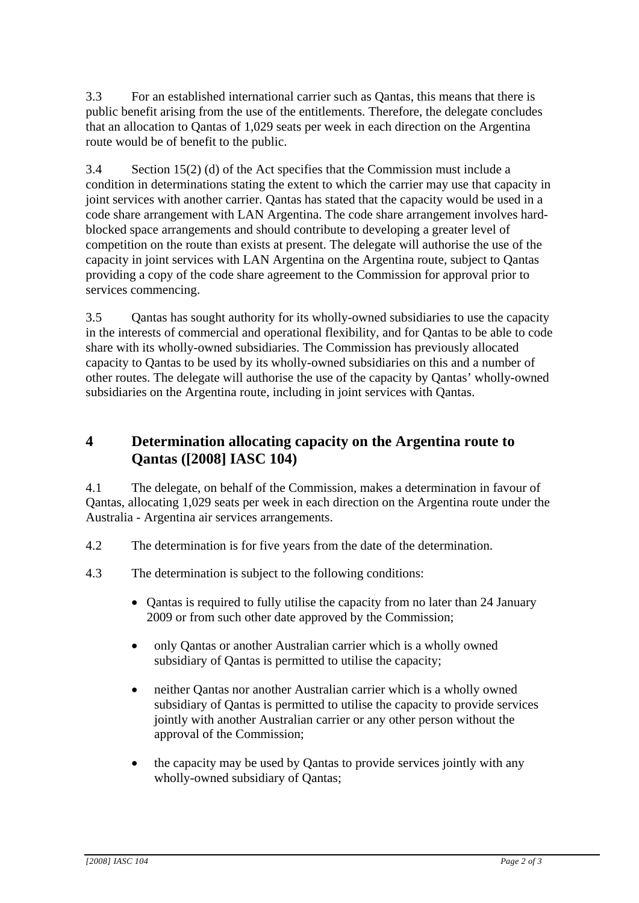3.3 For an established international carrier such as Qantas, this means that there is public benefit arising from the use of the entitlements. Therefore, the delegate concludes that an allocation to Qantas of 1,029 seats per week in each direction on the Argentina route would be of benefit to the public.

3.4 Section 15(2) (d) of the Act specifies that the Commission must include a condition in determinations stating the extent to which the carrier may use that capacity in joint services with another carrier. Qantas has stated that the capacity would be used in a code share arrangement with LAN Argentina. The code share arrangement involves hard-blocked space arrangements and should contribute to developing a greater level of competition on the route than exists at present. The delegate will authorise the use of the capacity in joint services with LAN Argentina on the Argentina route, subject to Qantas providing a copy of the code share agreement to the Commission for approval prior to services commencing.

3.5 Qantas has sought authority for its wholly-owned subsidiaries to use the capacity in the interests of commercial and operational flexibility, and for Qantas to be able to code share with its wholly-owned subsidiaries. The Commission has previously allocated capacity to Qantas to be used by its wholly-owned subsidiaries on this and a number of other routes. The delegate will authorise the use of the capacity by Qantas' wholly-owned subsidiaries on the Argentina route, including in joint services with Qantas.

## 4 Determination allocating capacity on the Argentina route to Qantas ([2008] IASC 104)

4.1 The delegate, on behalf of the Commission, makes a determination in favour of Qantas, allocating 1,029 seats per week in each direction on the Argentina route under the Australia - Argentina air services arrangements.

4.2 The determination is for five years from the date of the determination.

4.3 The determination is subject to the following conditions:

- Qantas is required to fully utilise the capacity from no later than 24 January 2009 or from such other date approved by the Commission;
- only Qantas or another Australian carrier which is a wholly owned subsidiary of Qantas is permitted to utilise the capacity;
- neither Qantas nor another Australian carrier which is a wholly owned subsidiary of Qantas is permitted to utilise the capacity to provide services jointly with another Australian carrier or any other person without the approval of the Commission;
- the capacity may be used by Qantas to provide services jointly with any wholly-owned subsidiary of Qantas;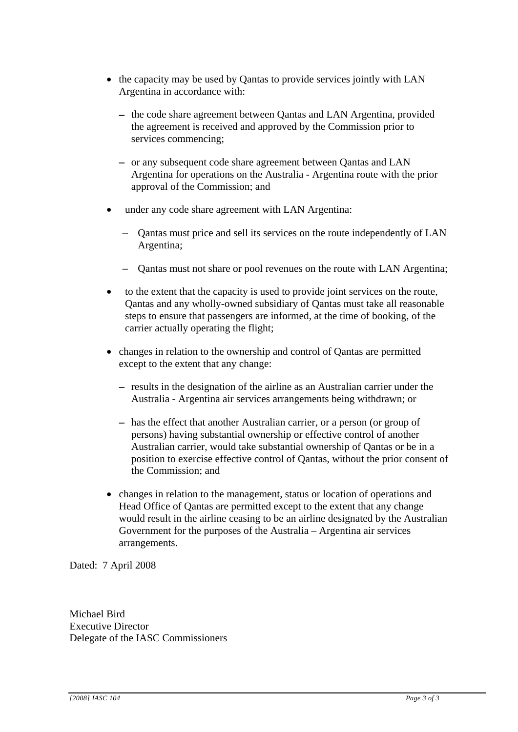- the capacity may be used by Qantas to provide services jointly with LAN Argentina in accordance with:
  - the code share agreement between Qantas and LAN Argentina, provided the agreement is received and approved by the Commission prior to services commencing;
  - or any subsequent code share agreement between Qantas and LAN Argentina for operations on the Australia - Argentina route with the prior approval of the Commission; and
- under any code share agreement with LAN Argentina:
  - Qantas must price and sell its services on the route independently of LAN Argentina;
  - Qantas must not share or pool revenues on the route with LAN Argentina;
- to the extent that the capacity is used to provide joint services on the route, Qantas and any wholly-owned subsidiary of Qantas must take all reasonable steps to ensure that passengers are informed, at the time of booking, of the carrier actually operating the flight;
- changes in relation to the ownership and control of Qantas are permitted except to the extent that any change:
  - results in the designation of the airline as an Australian carrier under the Australia - Argentina air services arrangements being withdrawn; or
  - has the effect that another Australian carrier, or a person (or group of persons) having substantial ownership or effective control of another Australian carrier, would take substantial ownership of Qantas or be in a position to exercise effective control of Qantas, without the prior consent of the Commission; and
- changes in relation to the management, status or location of operations and Head Office of Qantas are permitted except to the extent that any change would result in the airline ceasing to be an airline designated by the Australian Government for the purposes of the Australia – Argentina air services arrangements.

Dated: 7 April 2008

Michael Bird
Executive Director
Delegate of the IASC Commissioners